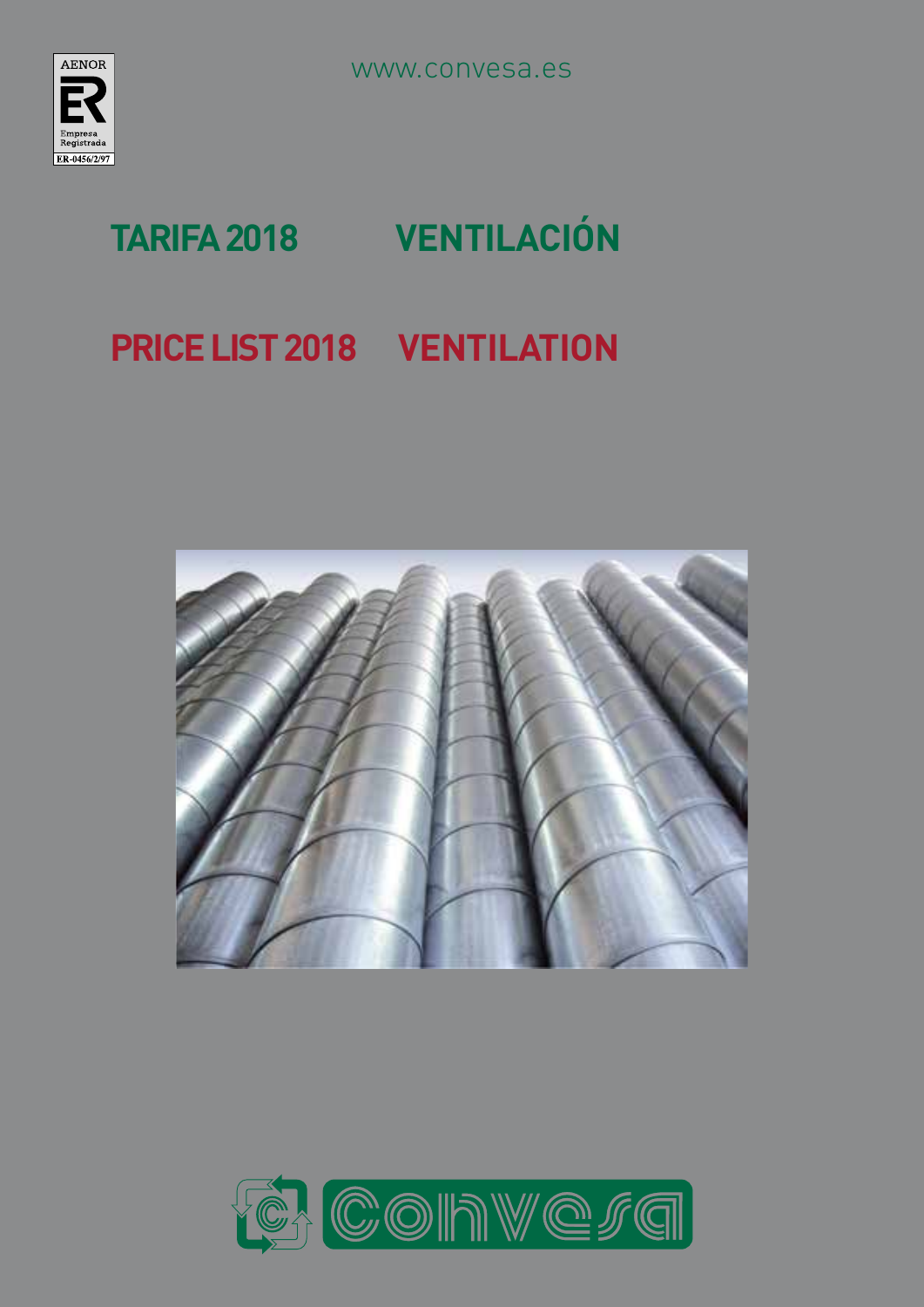AENOR

ER

Empresa Registrada

ER-0456/2/97

www.convesa.es

# TARIFA 2018 VENTILACIÓN

# PRICE LIST 2018 VENTILATION

convesa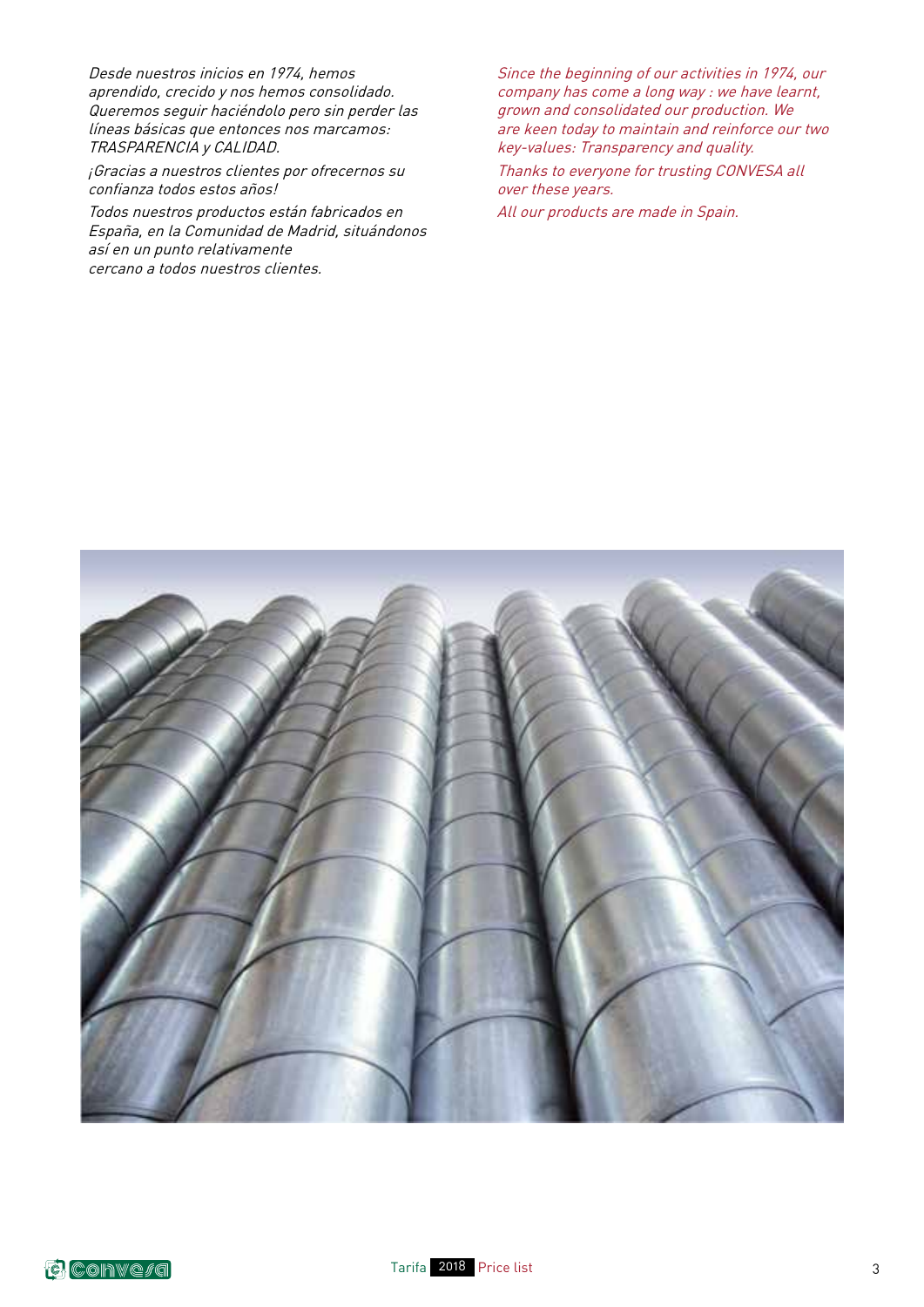*Desde nuestros inicios en 1974, hemos aprendido, crecido y nos hemos consolidado. Queremos seguir haciéndolo pero sin perder las líneas básicas que entonces nos marcamos: TRASPARENCIA y CALIDAD.*

*¡Gracias a nuestros clientes por ofrecernos su confianza todos estos años!*

*Todos nuestros productos están fabricados en España, en la Comunidad de Madrid, situándonos así en un punto relativamente cercano a todos nuestros clientes.*

*Since the beginning of our activities in 1974, our company has come a long way : we have learnt, grown and consolidated our production. We are keen today to maintain and reinforce our two key-values: Transparency and quality.*

*Thanks to everyone for trusting CONVESA all over these years.*

*All our products are made in Spain.*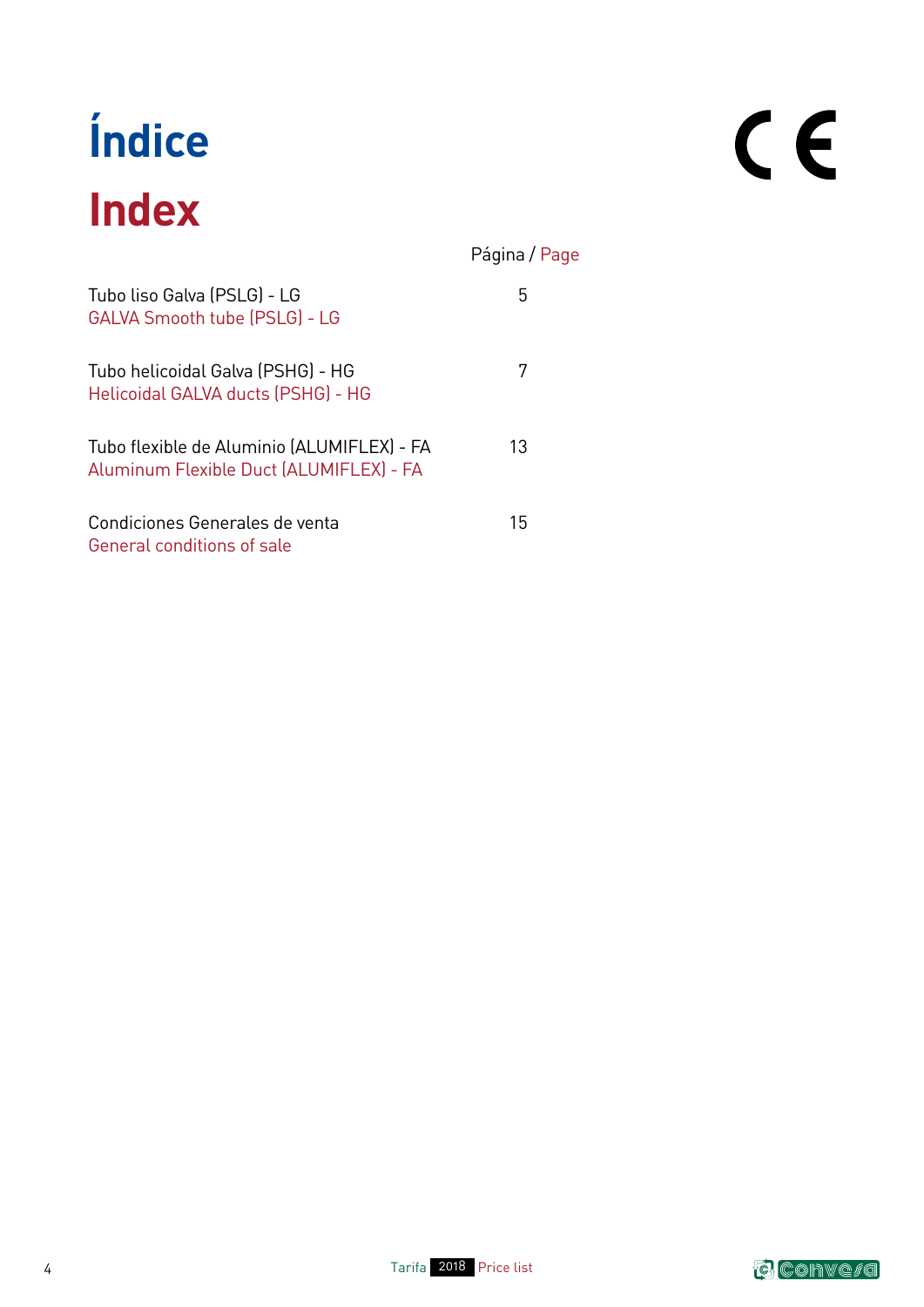# Índice

# Index

| | Página / Page |
|---|---|
| Tubo liso Galva (PSLG) - LG<br>GALVA Smooth tube (PSLG) - LG | 5 |
| Tubo helicoidal Galva (PSHG) - HG<br>Helicoidal GALVA ducts (PSHG) - HG | 7 |
| Tubo flexible de Aluminio (ALUMIFLEX) - FA<br>Aluminum Flexible Duct (ALUMIFLEX) - FA | 13 |
| Condiciones Generales de venta<br>General conditions of sale | 15 |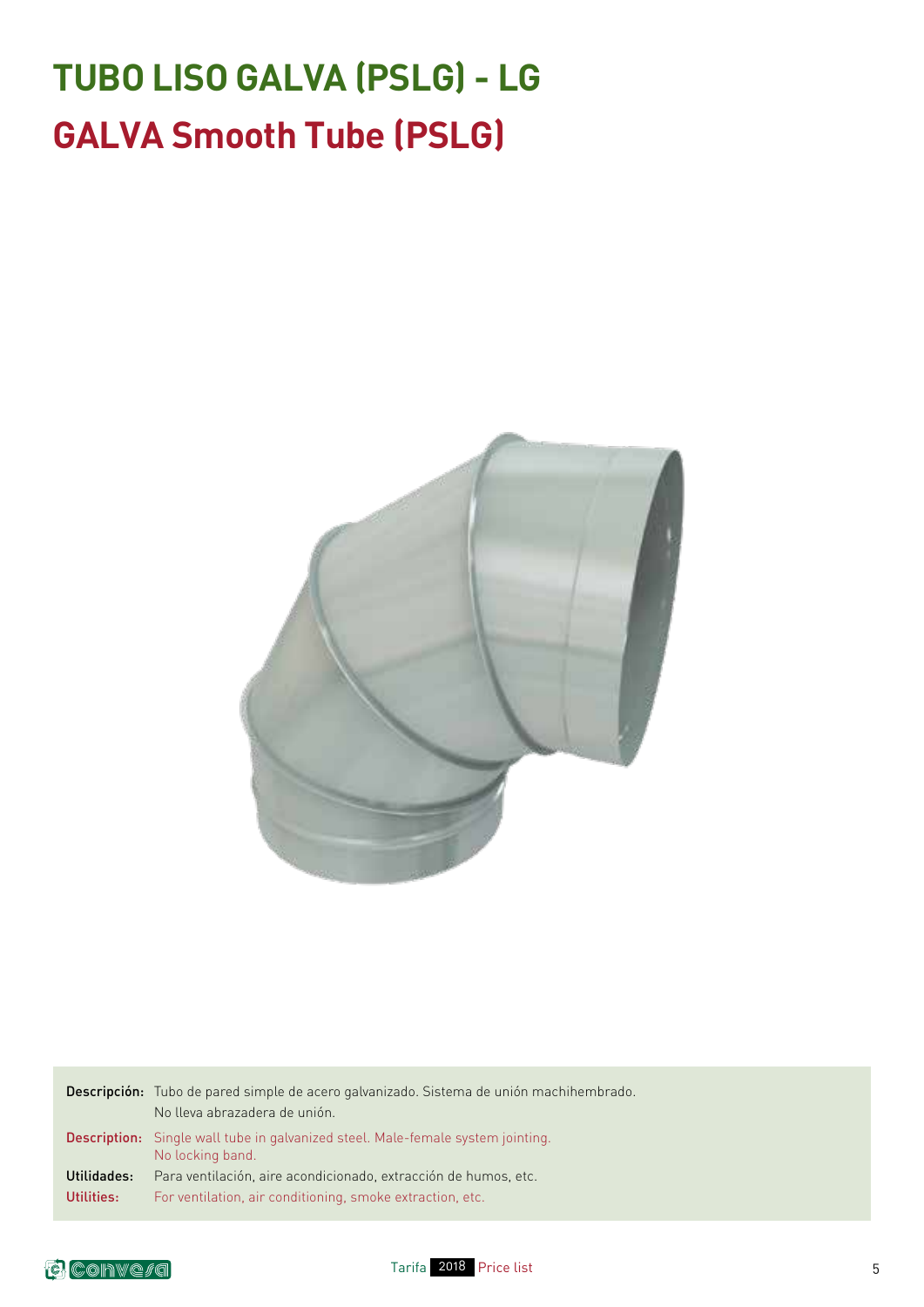# TUBO LISO GALVA (PSLG) - LG

## GALVA Smooth Tube (PSLG)

**Descripción:** Tubo de pared simple de acero galvanizado. Sistema de unión machihembrado.
No lleva abrazadera de unión.

**Description:** Single wall tube in galvanized steel. Male-female system jointing.
No locking band.

**Utilidades:** Para ventilación, aire acondicionado, extracción de humos, etc.

**Utilities:** For ventilation, air conditioning, smoke extraction, etc.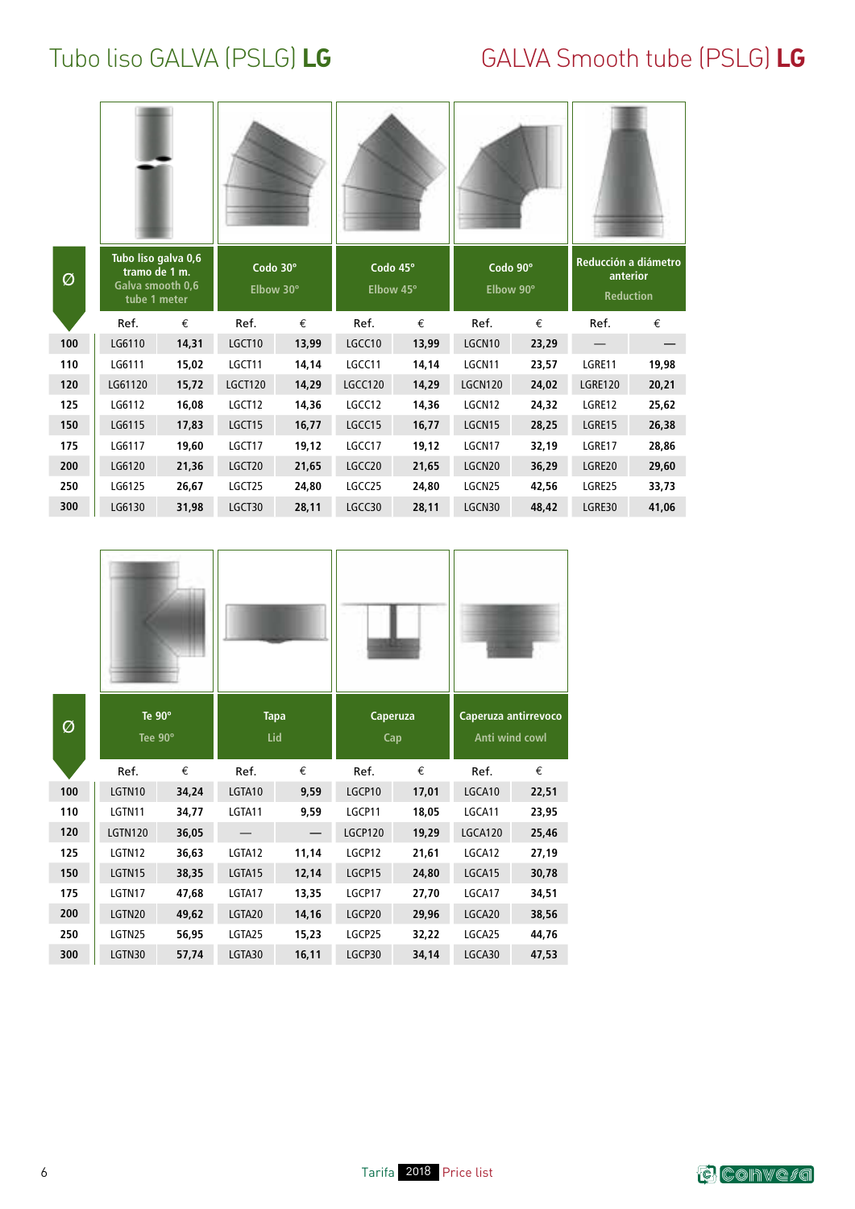# Tubo liso GALVA (PSLG) **LG**

# GALVA Smooth tube (PSLG) **LG**

| Ø | Tubo liso galva 0,6 tramo de 1 m. / Galva smooth 0,6 tube 1 meter | | Codo 30° / Elbow 30° | | Codo 45° / Elbow 45° | | Codo 90° / Elbow 90° | | Reducción a diámetro anterior / Reduction | |
|---|---|---|---|---|---|---|---|---|---|---|
| | Ref. | € | Ref. | € | Ref. | € | Ref. | € | Ref. | € |
| 100 | LG6110 | 14,31 | LGCT10 | 13,99 | LGCC10 | 13,99 | LGCN10 | 23,29 | — | — |
| 110 | LG6111 | 15,02 | LGCT11 | 14,14 | LGCC11 | 14,14 | LGCN11 | 23,57 | LGRE11 | 19,98 |
| 120 | LG61120 | 15,72 | LGCT120 | 14,29 | LGCC120 | 14,29 | LGCN120 | 24,02 | LGRE120 | 20,21 |
| 125 | LG6112 | 16,08 | LGCT12 | 14,36 | LGCC12 | 14,36 | LGCN12 | 24,32 | LGRE12 | 25,62 |
| 150 | LG6115 | 17,83 | LGCT15 | 16,77 | LGCC15 | 16,77 | LGCN15 | 28,25 | LGRE15 | 26,38 |
| 175 | LG6117 | 19,60 | LGCT17 | 19,12 | LGCC17 | 19,12 | LGCN17 | 32,19 | LGRE17 | 28,86 |
| 200 | LG6120 | 21,36 | LGCT20 | 21,65 | LGCC20 | 21,65 | LGCN20 | 36,29 | LGRE20 | 29,60 |
| 250 | LG6125 | 26,67 | LGCT25 | 24,80 | LGCC25 | 24,80 | LGCN25 | 42,56 | LGRE25 | 33,73 |
| 300 | LG6130 | 31,98 | LGCT30 | 28,11 | LGCC30 | 28,11 | LGCN30 | 48,42 | LGRE30 | 41,06 |

| Ø | Te 90° / Tee 90° | | Tapa / Lid | | Caperuza / Cap | | Caperuza antirrevoco / Anti wind cowl | |
|---|---|---|---|---|---|---|---|---|
| | Ref. | € | Ref. | € | Ref. | € | Ref. | € |
| 100 | LGTN10 | 34,24 | LGTA10 | 9,59 | LGCP10 | 17,01 | LGCA10 | 22,51 |
| 110 | LGTN11 | 34,77 | LGTA11 | 9,59 | LGCP11 | 18,05 | LGCA11 | 23,95 |
| 120 | LGTN120 | 36,05 | — | — | LGCP120 | 19,29 | LGCA120 | 25,46 |
| 125 | LGTN12 | 36,63 | LGTA12 | 11,14 | LGCP12 | 21,61 | LGCA12 | 27,19 |
| 150 | LGTN15 | 38,35 | LGTA15 | 12,14 | LGCP15 | 24,80 | LGCA15 | 30,78 |
| 175 | LGTN17 | 47,68 | LGTA17 | 13,35 | LGCP17 | 27,70 | LGCA17 | 34,51 |
| 200 | LGTN20 | 49,62 | LGTA20 | 14,16 | LGCP20 | 29,96 | LGCA20 | 38,56 |
| 250 | LGTN25 | 56,95 | LGTA25 | 15,23 | LGCP25 | 32,22 | LGCA25 | 44,76 |
| 300 | LGTN30 | 57,74 | LGTA30 | 16,11 | LGCP30 | 34,14 | LGCA30 | 47,53 |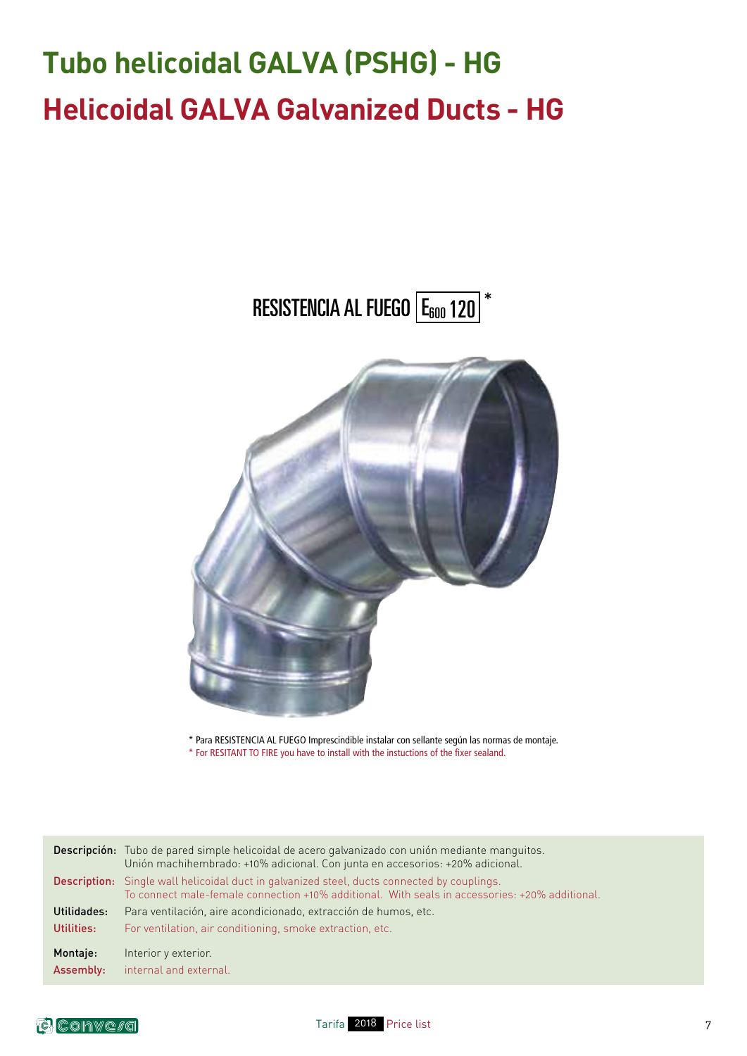# Tubo helicoidal GALVA (PSHG) - HG

# Helicoidal GALVA Galvanized Ducts - HG

RESISTENCIA AL FUEGO $E_{600}$ 120 *

* Para RESISTENCIA AL FUEGO Imprescindible instalar con sellante según las normas de montaje.

* For RESITANT TO FIRE you have to install with the instuctions of the fixer sealand.

**Descripción:** Tubo de pared simple helicoidal de acero galvanizado con unión mediante manguitos. Unión machihembrado: +10% adicional. Con junta en accesorios: +20% adicional.

**Description:** Single wall helicoidal duct in galvanized steel, ducts connected by couplings. To connect male-female connection +10% additional. With seals in accessories: +20% additional.

**Utilidades:** Para ventilación, aire acondicionado, extracción de humos, etc.

**Utilities:** For ventilation, air conditioning, smoke extraction, etc.

**Montaje:** Interior y exterior.

**Assembly:** internal and external.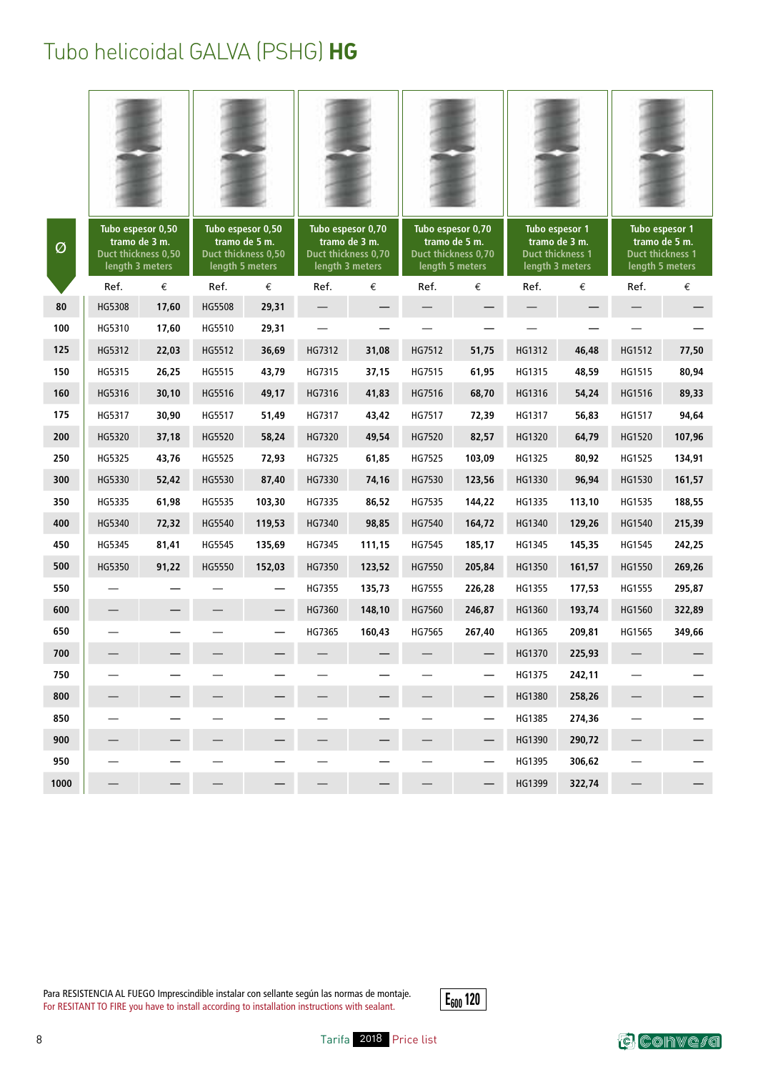# Tubo helicoidal GALVA (PSHG) **HG**

| Ø | Tubo espesor 0,50 tramo de 3 m. Duct thickness 0,50 length 3 meters | | Tubo espesor 0,50 tramo de 5 m. Duct thickness 0,50 length 5 meters | | Tubo espesor 0,70 tramo de 3 m. Duct thickness 0,70 length 3 meters | | Tubo espesor 0,70 tramo de 5 m. Duct thickness 0,70 length 5 meters | | Tubo espesor 1 tramo de 3 m. Duct thickness 1 length 3 meters | | Tubo espesor 1 tramo de 5 m. Duct thickness 1 length 5 meters | |
|---|---|---|---|---|---|---|---|---|---|---|---|---|
| | Ref. | € | Ref. | € | Ref. | € | Ref. | € | Ref. | € | Ref. | € |
| 80 | HG5308 | 17,60 | HG5508 | 29,31 | — | — | — | — | — | — | — | — |
| 100 | HG5310 | 17,60 | HG5510 | 29,31 | — | — | — | — | — | — | — | — |
| 125 | HG5312 | 22,03 | HG5512 | 36,69 | HG7312 | 31,08 | HG7512 | 51,75 | HG1312 | 46,48 | HG1512 | 77,50 |
| 150 | HG5315 | 26,25 | HG5515 | 43,79 | HG7315 | 37,15 | HG7515 | 61,95 | HG1315 | 48,59 | HG1515 | 80,94 |
| 160 | HG5316 | 30,10 | HG5516 | 49,17 | HG7316 | 41,83 | HG7516 | 68,70 | HG1316 | 54,24 | HG1516 | 89,33 |
| 175 | HG5317 | 30,90 | HG5517 | 51,49 | HG7317 | 43,42 | HG7517 | 72,39 | HG1317 | 56,83 | HG1517 | 94,64 |
| 200 | HG5320 | 37,18 | HG5520 | 58,24 | HG7320 | 49,54 | HG7520 | 82,57 | HG1320 | 64,79 | HG1520 | 107,96 |
| 250 | HG5325 | 43,76 | HG5525 | 72,93 | HG7325 | 61,85 | HG7525 | 103,09 | HG1325 | 80,92 | HG1525 | 134,91 |
| 300 | HG5330 | 52,42 | HG5530 | 87,40 | HG7330 | 74,16 | HG7530 | 123,56 | HG1330 | 96,94 | HG1530 | 161,57 |
| 350 | HG5335 | 61,98 | HG5535 | 103,30 | HG7335 | 86,52 | HG7535 | 144,22 | HG1335 | 113,10 | HG1535 | 188,55 |
| 400 | HG5340 | 72,32 | HG5540 | 119,53 | HG7340 | 98,85 | HG7540 | 164,72 | HG1340 | 129,26 | HG1540 | 215,39 |
| 450 | HG5345 | 81,41 | HG5545 | 135,69 | HG7345 | 111,15 | HG7545 | 185,17 | HG1345 | 145,35 | HG1545 | 242,25 |
| 500 | HG5350 | 91,22 | HG5550 | 152,03 | HG7350 | 123,52 | HG7550 | 205,84 | HG1350 | 161,57 | HG1550 | 269,26 |
| 550 | — | — | — | — | HG7355 | 135,73 | HG7555 | 226,28 | HG1355 | 177,53 | HG1555 | 295,87 |
| 600 | — | — | — | — | HG7360 | 148,10 | HG7560 | 246,87 | HG1360 | 193,74 | HG1560 | 322,89 |
| 650 | — | — | — | — | HG7365 | 160,43 | HG7565 | 267,40 | HG1365 | 209,81 | HG1565 | 349,66 |
| 700 | — | — | — | — | — | — | — | — | HG1370 | 225,93 | — | — |
| 750 | — | — | — | — | — | — | — | — | HG1375 | 242,11 | — | — |
| 800 | — | — | — | — | — | — | — | — | HG1380 | 258,26 | — | — |
| 850 | — | — | — | — | — | — | — | — | HG1385 | 274,36 | — | — |
| 900 | — | — | — | — | — | — | — | — | HG1390 | 290,72 | — | — |
| 950 | — | — | — | — | — | — | — | — | HG1395 | 306,62 | — | — |
| 1000 | — | — | — | — | — | — | — | — | HG1399 | 322,74 | — | — |

Para RESISTENCIA AL FUEGO Imprescindible instalar con sellante según las normas de montaje.
For RESITANT TO FIRE you have to install according to installation instructions with sealant.

$E_{600}$ 120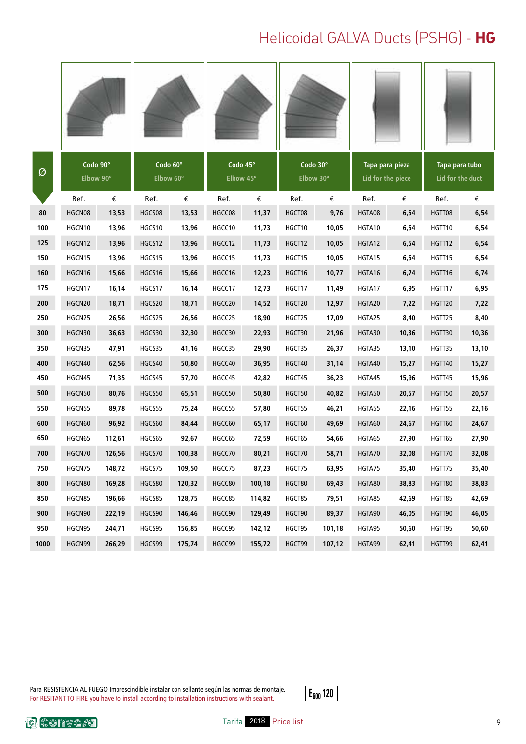# Helicoidal GALVA Ducts (PSHG) - **HG**

| Ø | Codo 90° Elbow 90° | | Codo 60° Elbow 60° | | Codo 45° Elbow 45° | | Codo 30° Elbow 30° | | Tapa para pieza Lid for the piece | | Tapa para tubo Lid for the duct | |
|---|---|---|---|---|---|---|---|---|---|---|---|---|
| | Ref. | € | Ref. | € | Ref. | € | Ref. | € | Ref. | € | Ref. | € |
| 80 | HGCN08 | 13,53 | HGCS08 | 13,53 | HGCC08 | 11,37 | HGCT08 | 9,76 | HGTA08 | 6,54 | HGTT08 | 6,54 |
| 100 | HGCN10 | 13,96 | HGCS10 | 13,96 | HGCC10 | 11,73 | HGCT10 | 10,05 | HGTA10 | 6,54 | HGTT10 | 6,54 |
| 125 | HGCN12 | 13,96 | HGCS12 | 13,96 | HGCC12 | 11,73 | HGCT12 | 10,05 | HGTA12 | 6,54 | HGTT12 | 6,54 |
| 150 | HGCN15 | 13,96 | HGCS15 | 13,96 | HGCC15 | 11,73 | HGCT15 | 10,05 | HGTA15 | 6,54 | HGTT15 | 6,54 |
| 160 | HGCN16 | 15,66 | HGCS16 | 15,66 | HGCC16 | 12,23 | HGCT16 | 10,77 | HGTA16 | 6,74 | HGTT16 | 6,74 |
| 175 | HGCN17 | 16,14 | HGCS17 | 16,14 | HGCC17 | 12,73 | HGCT17 | 11,49 | HGTA17 | 6,95 | HGTT17 | 6,95 |
| 200 | HGCN20 | 18,71 | HGCS20 | 18,71 | HGCC20 | 14,52 | HGCT20 | 12,97 | HGTA20 | 7,22 | HGTT20 | 7,22 |
| 250 | HGCN25 | 26,56 | HGCS25 | 26,56 | HGCC25 | 18,90 | HGCT25 | 17,09 | HGTA25 | 8,40 | HGTT25 | 8,40 |
| 300 | HGCN30 | 36,63 | HGCS30 | 32,30 | HGCC30 | 22,93 | HGCT30 | 21,96 | HGTA30 | 10,36 | HGTT30 | 10,36 |
| 350 | HGCN35 | 47,91 | HGCS35 | 41,16 | HGCC35 | 29,90 | HGCT35 | 26,37 | HGTA35 | 13,10 | HGTT35 | 13,10 |
| 400 | HGCN40 | 62,56 | HGCS40 | 50,80 | HGCC40 | 36,95 | HGCT40 | 31,14 | HGTA40 | 15,27 | HGTT40 | 15,27 |
| 450 | HGCN45 | 71,35 | HGCS45 | 57,70 | HGCC45 | 42,82 | HGCT45 | 36,23 | HGTA45 | 15,96 | HGTT45 | 15,96 |
| 500 | HGCN50 | 80,76 | HGCS50 | 65,51 | HGCC50 | 50,80 | HGCT50 | 40,82 | HGTA50 | 20,57 | HGTT50 | 20,57 |
| 550 | HGCN55 | 89,78 | HGCS55 | 75,24 | HGCC55 | 57,80 | HGCT55 | 46,21 | HGTA55 | 22,16 | HGTT55 | 22,16 |
| 600 | HGCN60 | 96,92 | HGCS60 | 84,44 | HGCC60 | 65,17 | HGCT60 | 49,69 | HGTA60 | 24,67 | HGTT60 | 24,67 |
| 650 | HGCN65 | 112,61 | HGCS65 | 92,67 | HGCC65 | 72,59 | HGCT65 | 54,66 | HGTA65 | 27,90 | HGTT65 | 27,90 |
| 700 | HGCN70 | 126,56 | HGCS70 | 100,38 | HGCC70 | 80,21 | HGCT70 | 58,71 | HGTA70 | 32,08 | HGTT70 | 32,08 |
| 750 | HGCN75 | 148,72 | HGCS75 | 109,50 | HGCC75 | 87,23 | HGCT75 | 63,95 | HGTA75 | 35,40 | HGTT75 | 35,40 |
| 800 | HGCN80 | 169,28 | HGCS80 | 120,32 | HGCC80 | 100,18 | HGCT80 | 69,43 | HGTA80 | 38,83 | HGTT80 | 38,83 |
| 850 | HGCN85 | 196,66 | HGCS85 | 128,75 | HGCC85 | 114,82 | HGCT85 | 79,51 | HGTA85 | 42,69 | HGTT85 | 42,69 |
| 900 | HGCN90 | 222,19 | HGCS90 | 146,46 | HGCC90 | 129,49 | HGCT90 | 89,37 | HGTA90 | 46,05 | HGTT90 | 46,05 |
| 950 | HGCN95 | 244,71 | HGCS95 | 156,85 | HGCC95 | 142,12 | HGCT95 | 101,18 | HGTA95 | 50,60 | HGTT95 | 50,60 |
| 1000 | HGCN99 | 266,29 | HGCS99 | 175,74 | HGCC99 | 155,72 | HGCT99 | 107,12 | HGTA99 | 62,41 | HGTT99 | 62,41 |

Para RESISTENCIA AL FUEGO Imprescindible instalar con sellante según las normas de montaje.
For RESITANT TO FIRE you have to install according to installation instructions with sealant.

$E_{600}$ 120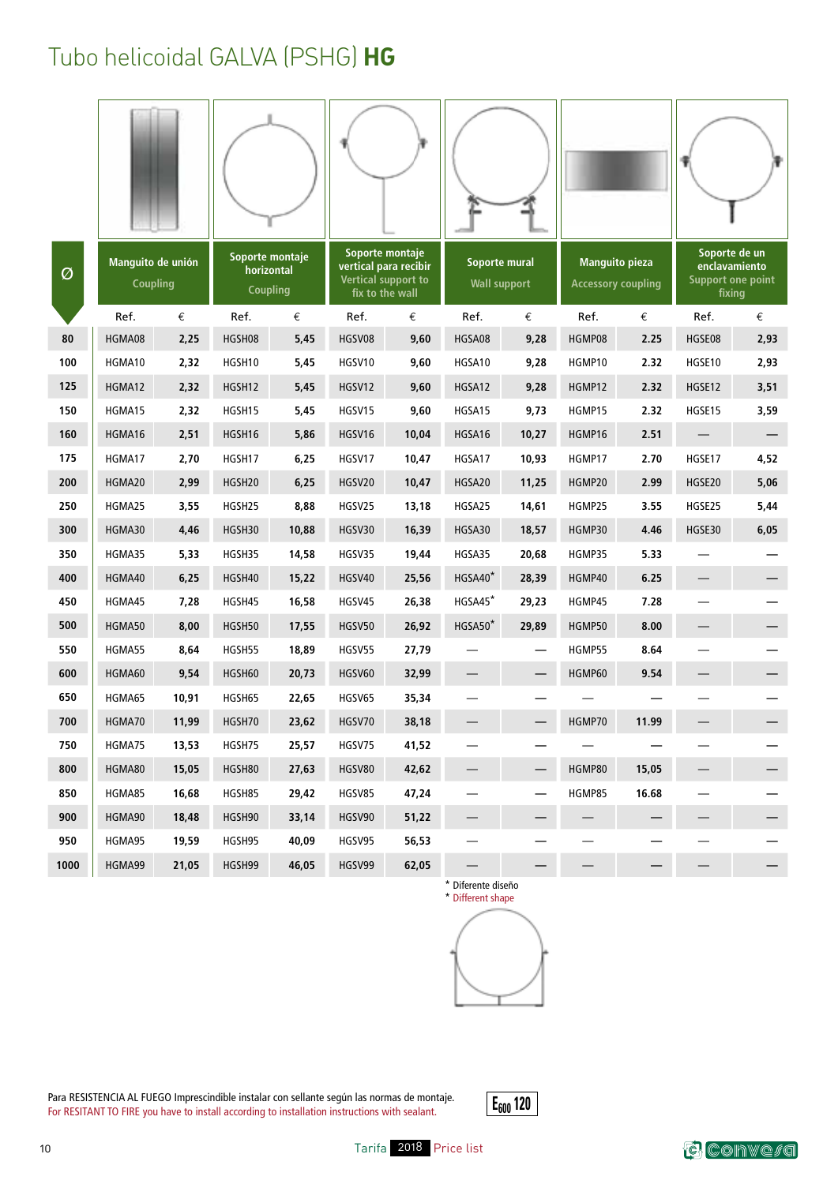# Tubo helicoidal GALVA (PSHG) **HG**

| Ø | Manguito de unión Coupling | | Soporte montaje horizontal Coupling | | Soporte montaje vertical para recibir Vertical support to fix to the wall | | Soporte mural Wall support | | Manguito pieza Accessory coupling | | Soporte de un enclavamiento Support one point fixing | |
|---|---|---|---|---|---|---|---|---|---|---|---|---|
| | Ref. | € | Ref. | € | Ref. | € | Ref. | € | Ref. | € | Ref. | € |
| 80 | HGMA08 | 2,25 | HGSH08 | 5,45 | HGSV08 | 9,60 | HGSA08 | 9,28 | HGMP08 | 2.25 | HGSE08 | 2,93 |
| 100 | HGMA10 | 2,32 | HGSH10 | 5,45 | HGSV10 | 9,60 | HGSA10 | 9,28 | HGMP10 | 2.32 | HGSE10 | 2,93 |
| 125 | HGMA12 | 2,32 | HGSH12 | 5,45 | HGSV12 | 9,60 | HGSA12 | 9,28 | HGMP12 | 2.32 | HGSE12 | 3,51 |
| 150 | HGMA15 | 2,32 | HGSH15 | 5,45 | HGSV15 | 9,60 | HGSA15 | 9,73 | HGMP15 | 2.32 | HGSE15 | 3,59 |
| 160 | HGMA16 | 2,51 | HGSH16 | 5,86 | HGSV16 | 10,04 | HGSA16 | 10,27 | HGMP16 | 2.51 | — | — |
| 175 | HGMA17 | 2,70 | HGSH17 | 6,25 | HGSV17 | 10,47 | HGSA17 | 10,93 | HGMP17 | 2.70 | HGSE17 | 4,52 |
| 200 | HGMA20 | 2,99 | HGSH20 | 6,25 | HGSV20 | 10,47 | HGSA20 | 11,25 | HGMP20 | 2.99 | HGSE20 | 5,06 |
| 250 | HGMA25 | 3,55 | HGSH25 | 8,88 | HGSV25 | 13,18 | HGSA25 | 14,61 | HGMP25 | 3.55 | HGSE25 | 5,44 |
| 300 | HGMA30 | 4,46 | HGSH30 | 10,88 | HGSV30 | 16,39 | HGSA30 | 18,57 | HGMP30 | 4.46 | HGSE30 | 6,05 |
| 350 | HGMA35 | 5,33 | HGSH35 | 14,58 | HGSV35 | 19,44 | HGSA35 | 20,68 | HGMP35 | 5.33 | — | — |
| 400 | HGMA40 | 6,25 | HGSH40 | 15,22 | HGSV40 | 25,56 | HGSA40* | 28,39 | HGMP40 | 6.25 | — | — |
| 450 | HGMA45 | 7,28 | HGSH45 | 16,58 | HGSV45 | 26,38 | HGSA45* | 29,23 | HGMP45 | 7.28 | — | — |
| 500 | HGMA50 | 8,00 | HGSH50 | 17,55 | HGSV50 | 26,92 | HGSA50* | 29,89 | HGMP50 | 8.00 | — | — |
| 550 | HGMA55 | 8,64 | HGSH55 | 18,89 | HGSV55 | 27,79 | — | — | HGMP55 | 8.64 | — | — |
| 600 | HGMA60 | 9,54 | HGSH60 | 20,73 | HGSV60 | 32,99 | — | — | HGMP60 | 9.54 | — | — |
| 650 | HGMA65 | 10,91 | HGSH65 | 22,65 | HGSV65 | 35,34 | — | — | — | — | — | — |
| 700 | HGMA70 | 11,99 | HGSH70 | 23,62 | HGSV70 | 38,18 | — | — | HGMP70 | 11.99 | — | — |
| 750 | HGMA75 | 13,53 | HGSH75 | 25,57 | HGSV75 | 41,52 | — | — | — | — | — | — |
| 800 | HGMA80 | 15,05 | HGSH80 | 27,63 | HGSV80 | 42,62 | — | — | HGMP80 | 15,05 | — | — |
| 850 | HGMA85 | 16,68 | HGSH85 | 29,42 | HGSV85 | 47,24 | — | — | HGMP85 | 16.68 | — | — |
| 900 | HGMA90 | 18,48 | HGSH90 | 33,14 | HGSV90 | 51,22 | — | — | — | — | — | — |
| 950 | HGMA95 | 19,59 | HGSH95 | 40,09 | HGSV95 | 56,53 | — | — | — | — | — | — |
| 1000 | HGMA99 | 21,05 | HGSH99 | 46,05 | HGSV99 | 62,05 | — | — | — | — | — | — |

\* Diferente diseño
\* Different shape

Para RESISTENCIA AL FUEGO Imprescindible instalar con sellante según las normas de montaje.
For RESITANT TO FIRE you have to install according to installation instructions with sealant.

$E_{600}$ 120

Tarifa 2018 Price list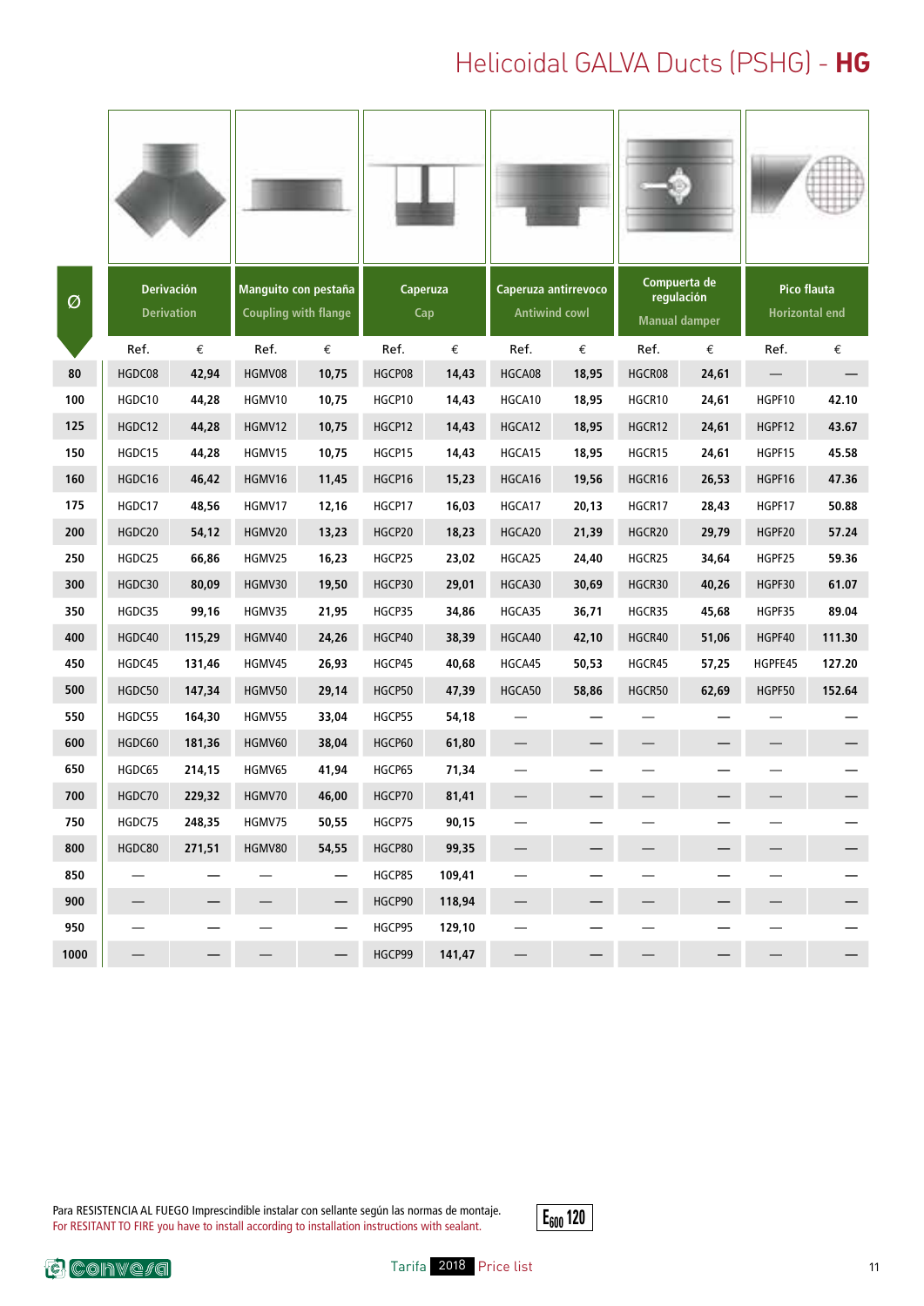# Helicoidal GALVA Ducts (PSHG) - **HG**

| Ø | Derivación Derivation | | Manguito con pestaña Coupling with flange | | Caperuza Cap | | Caperuza antirrevoco Antiwind cowl | | Compuerta de regulación Manual damper | | Pico flauta Horizontal end | |
|---|---|---|---|---|---|---|---|---|---|---|---|---|
| | Ref. | € | Ref. | € | Ref. | € | Ref. | € | Ref. | € | Ref. | € |
| 80 | HGDC08 | 42,94 | HGMV08 | 10,75 | HGCP08 | 14,43 | HGCA08 | 18,95 | HGCR08 | 24,61 | — | — |
| 100 | HGDC10 | 44,28 | HGMV10 | 10,75 | HGCP10 | 14,43 | HGCA10 | 18,95 | HGCR10 | 24,61 | HGPF10 | 42.10 |
| 125 | HGDC12 | 44,28 | HGMV12 | 10,75 | HGCP12 | 14,43 | HGCA12 | 18,95 | HGCR12 | 24,61 | HGPF12 | 43.67 |
| 150 | HGDC15 | 44,28 | HGMV15 | 10,75 | HGCP15 | 14,43 | HGCA15 | 18,95 | HGCR15 | 24,61 | HGPF15 | 45.58 |
| 160 | HGDC16 | 46,42 | HGMV16 | 11,45 | HGCP16 | 15,23 | HGCA16 | 19,56 | HGCR16 | 26,53 | HGPF16 | 47.36 |
| 175 | HGDC17 | 48,56 | HGMV17 | 12,16 | HGCP17 | 16,03 | HGCA17 | 20,13 | HGCR17 | 28,43 | HGPF17 | 50.88 |
| 200 | HGDC20 | 54,12 | HGMV20 | 13,23 | HGCP20 | 18,23 | HGCA20 | 21,39 | HGCR20 | 29,79 | HGPF20 | 57.24 |
| 250 | HGDC25 | 66,86 | HGMV25 | 16,23 | HGCP25 | 23,02 | HGCA25 | 24,40 | HGCR25 | 34,64 | HGPF25 | 59.36 |
| 300 | HGDC30 | 80,09 | HGMV30 | 19,50 | HGCP30 | 29,01 | HGCA30 | 30,69 | HGCR30 | 40,26 | HGPF30 | 61.07 |
| 350 | HGDC35 | 99,16 | HGMV35 | 21,95 | HGCP35 | 34,86 | HGCA35 | 36,71 | HGCR35 | 45,68 | HGPF35 | 89.04 |
| 400 | HGDC40 | 115,29 | HGMV40 | 24,26 | HGCP40 | 38,39 | HGCA40 | 42,10 | HGCR40 | 51,06 | HGPF40 | 111.30 |
| 450 | HGDC45 | 131,46 | HGMV45 | 26,93 | HGCP45 | 40,68 | HGCA45 | 50,53 | HGCR45 | 57,25 | HGPFE45 | 127.20 |
| 500 | HGDC50 | 147,34 | HGMV50 | 29,14 | HGCP50 | 47,39 | HGCA50 | 58,86 | HGCR50 | 62,69 | HGPF50 | 152.64 |
| 550 | HGDC55 | 164,30 | HGMV55 | 33,04 | HGCP55 | 54,18 | — | — | — | — | — | — |
| 600 | HGDC60 | 181,36 | HGMV60 | 38,04 | HGCP60 | 61,80 | — | — | — | — | — | — |
| 650 | HGDC65 | 214,15 | HGMV65 | 41,94 | HGCP65 | 71,34 | — | — | — | — | — | — |
| 700 | HGDC70 | 229,32 | HGMV70 | 46,00 | HGCP70 | 81,41 | — | — | — | — | — | — |
| 750 | HGDC75 | 248,35 | HGMV75 | 50,55 | HGCP75 | 90,15 | — | — | — | — | — | — |
| 800 | HGDC80 | 271,51 | HGMV80 | 54,55 | HGCP80 | 99,35 | — | — | — | — | — | — |
| 850 | — | — | — | — | HGCP85 | 109,41 | — | — | — | — | — | — |
| 900 | — | — | — | — | HGCP90 | 118,94 | — | — | — | — | — | — |
| 950 | — | — | — | — | HGCP95 | 129,10 | — | — | — | — | — | — |
| 1000 | — | — | — | — | HGCP99 | 141,47 | — | — | — | — | — | — |

Para RESISTENCIA AL FUEGO Imprescindible instalar con sellante según las normas de montaje.
For RESITANT TO FIRE you have to install according to installation instructions with sealant.

$E_{600}$ 120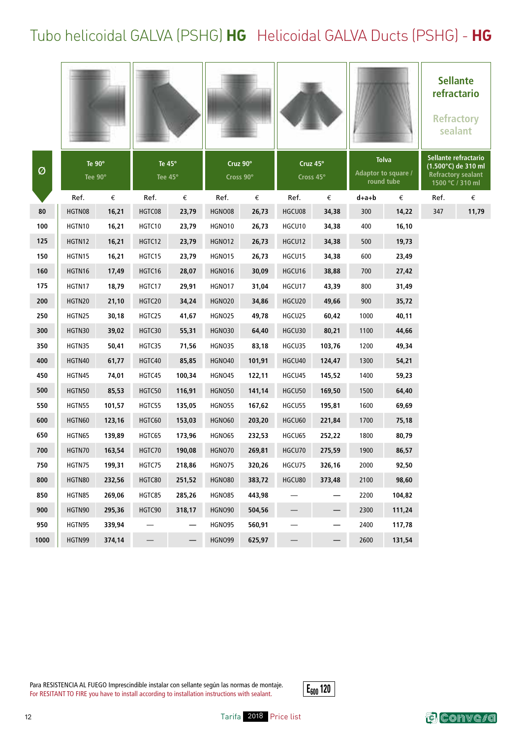# Tubo helicoidal GALVA (PSHG) **HG** Helicoidal GALVA Ducts (PSHG) - **HG**

| Ø | Te 90° / Tee 90° | | Te 45° / Tee 45° | | Cruz 90° / Cross 90° | | Cruz 45° / Cross 45° | | Tolva / Adaptor to square / round tube | | Sellante refractario (1.500°C) de 310 ml / Refractory sealant 1500 °C / 310 ml | |
|---|---|---|---|---|---|---|---|---|---|---|---|---|
| | Ref. | € | Ref. | € | Ref. | € | Ref. | € | d+a+b | € | Ref. | € |
| 80 | HGTN08 | 16,21 | HGTC08 | 23,79 | HGNO08 | 26,73 | HGCU08 | 34,38 | 300 | 14,22 | 347 | 11,79 |
| 100 | HGTN10 | 16,21 | HGTC10 | 23,79 | HGNO10 | 26,73 | HGCU10 | 34,38 | 400 | 16,10 | | |
| 125 | HGTN12 | 16,21 | HGTC12 | 23,79 | HGNO12 | 26,73 | HGCU12 | 34,38 | 500 | 19,73 | | |
| 150 | HGTN15 | 16,21 | HGTC15 | 23,79 | HGNO15 | 26,73 | HGCU15 | 34,38 | 600 | 23,49 | | |
| 160 | HGTN16 | 17,49 | HGTC16 | 28,07 | HGNO16 | 30,09 | HGCU16 | 38,88 | 700 | 27,42 | | |
| 175 | HGTN17 | 18,79 | HGTC17 | 29,91 | HGNO17 | 31,04 | HGCU17 | 43,39 | 800 | 31,49 | | |
| 200 | HGTN20 | 21,10 | HGTC20 | 34,24 | HGNO20 | 34,86 | HGCU20 | 49,66 | 900 | 35,72 | | |
| 250 | HGTN25 | 30,18 | HGTC25 | 41,67 | HGNO25 | 49,78 | HGCU25 | 60,42 | 1000 | 40,11 | | |
| 300 | HGTN30 | 39,02 | HGTC30 | 55,31 | HGNO30 | 64,40 | HGCU30 | 80,21 | 1100 | 44,66 | | |
| 350 | HGTN35 | 50,41 | HGTC35 | 71,56 | HGNO35 | 83,18 | HGCU35 | 103,76 | 1200 | 49,34 | | |
| 400 | HGTN40 | 61,77 | HGTC40 | 85,85 | HGNO40 | 101,91 | HGCU40 | 124,47 | 1300 | 54,21 | | |
| 450 | HGTN45 | 74,01 | HGTC45 | 100,34 | HGNO45 | 122,11 | HGCU45 | 145,52 | 1400 | 59,23 | | |
| 500 | HGTN50 | 85,53 | HGTC50 | 116,91 | HGNO50 | 141,14 | HGCU50 | 169,50 | 1500 | 64,40 | | |
| 550 | HGTN55 | 101,57 | HGTC55 | 135,05 | HGNO55 | 167,62 | HGCU55 | 195,81 | 1600 | 69,69 | | |
| 600 | HGTN60 | 123,16 | HGTC60 | 153,03 | HGNO60 | 203,20 | HGCU60 | 221,84 | 1700 | 75,18 | | |
| 650 | HGTN65 | 139,89 | HGTC65 | 173,96 | HGNO65 | 232,53 | HGCU65 | 252,22 | 1800 | 80,79 | | |
| 700 | HGTN70 | 163,54 | HGTC70 | 190,08 | HGNO70 | 269,81 | HGCU70 | 275,59 | 1900 | 86,57 | | |
| 750 | HGTN75 | 199,31 | HGTC75 | 218,86 | HGNO75 | 320,26 | HGCU75 | 326,16 | 2000 | 92,50 | | |
| 800 | HGTN80 | 232,56 | HGTC80 | 251,52 | HGNO80 | 383,72 | HGCU80 | 373,48 | 2100 | 98,60 | | |
| 850 | HGTN85 | 269,06 | HGTC85 | 285,26 | HGNO85 | 443,98 | — | — | 2200 | 104,82 | | |
| 900 | HGTN90 | 295,36 | HGTC90 | 318,17 | HGNO90 | 504,56 | — | — | 2300 | 111,24 | | |
| 950 | HGTN95 | 339,94 | — | — | HGNO95 | 560,91 | — | — | 2400 | 117,78 | | |
| 1000 | HGTN99 | 374,14 | — | — | HGNO99 | 625,97 | — | — | 2600 | 131,54 | | |

Para RESISTENCIA AL FUEGO Imprescindible instalar con sellante según las normas de montaje.
For RESITANT TO FIRE you have to install according to installation instructions with sealant.

$E_{600}$ 120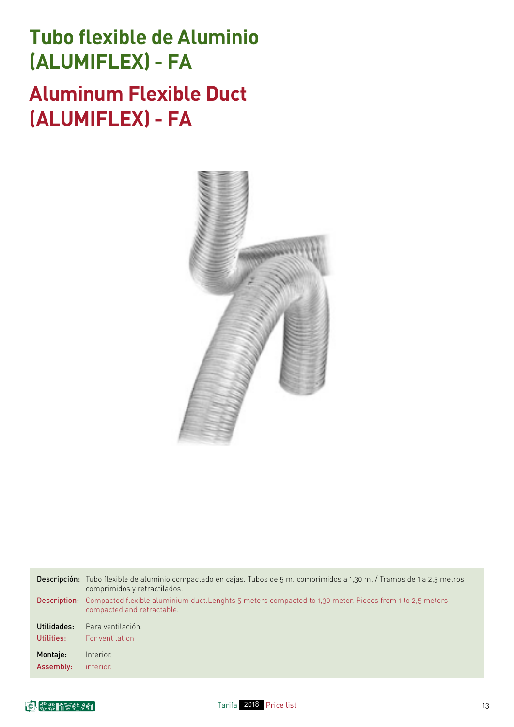# Tubo flexible de Aluminio (ALUMIFLEX) - FA

# Aluminum Flexible Duct (ALUMIFLEX) - FA

**Descripción:** Tubo flexible de aluminio compactado en cajas. Tubos de 5 m. comprimidos a 1,30 m. / Tramos de 1 a 2,5 metros comprimidos y retractilados.

**Description:** Compacted flexible aluminium duct.Lenghts 5 meters compacted to 1,30 meter. Pieces from 1 to 2,5 meters compacted and retractable.

**Utilidades:** Para ventilación.

**Utilities:** For ventilation

**Montaje:** Interior.

**Assembly:** interior.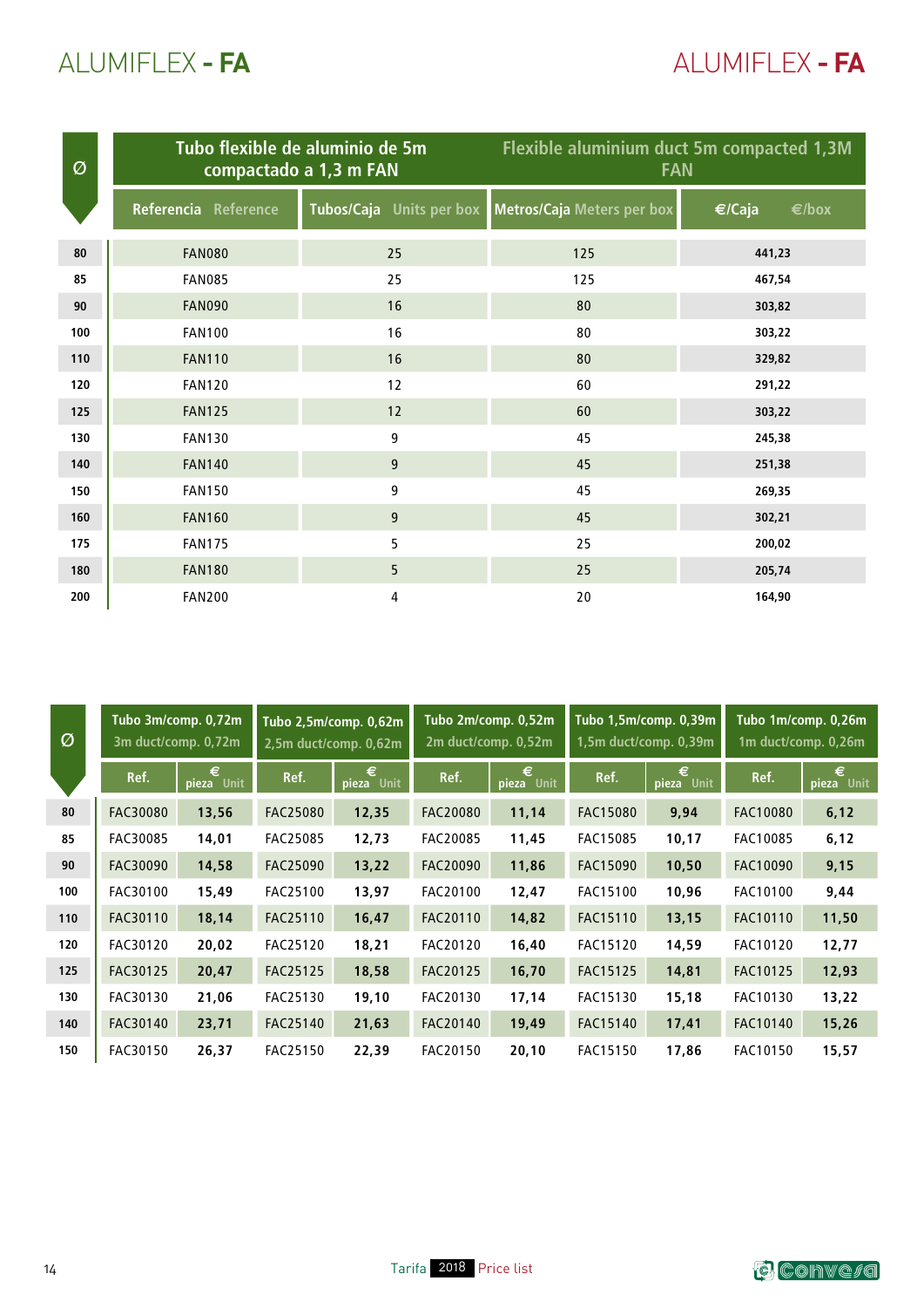# ALUMIFLEX - FA

| Ø | Tubo flexible de aluminio de 5m compactado a 1,3 m FAN / Flexible aluminium duct 5m compacted 1,3M FAN | | | |
|---|---|---|---|---|
| | Referencia Reference | Tubos/Caja Units per box | Metros/Caja Meters per box | €/Caja €/box |
| 80 | FAN080 | 25 | 125 | 441,23 |
| 85 | FAN085 | 25 | 125 | 467,54 |
| 90 | FAN090 | 16 | 80 | 303,82 |
| 100 | FAN100 | 16 | 80 | 303,22 |
| 110 | FAN110 | 16 | 80 | 329,82 |
| 120 | FAN120 | 12 | 60 | 291,22 |
| 125 | FAN125 | 12 | 60 | 303,22 |
| 130 | FAN130 | 9 | 45 | 245,38 |
| 140 | FAN140 | 9 | 45 | 251,38 |
| 150 | FAN150 | 9 | 45 | 269,35 |
| 160 | FAN160 | 9 | 45 | 302,21 |
| 175 | FAN175 | 5 | 25 | 200,02 |
| 180 | FAN180 | 5 | 25 | 205,74 |
| 200 | FAN200 | 4 | 20 | 164,90 |

| Ø | Tubo 3m/comp. 0,72m 3m duct/comp. 0,72m | | Tubo 2,5m/comp. 0,62m 2,5m duct/comp. 0,62m | | Tubo 2m/comp. 0,52m 2m duct/comp. 0,52m | | Tubo 1,5m/comp. 0,39m 1,5m duct/comp. 0,39m | | Tubo 1m/comp. 0,26m 1m duct/comp. 0,26m | |
|---|---|---|---|---|---|---|---|---|---|---|
| | Ref. | € pieza Unit | Ref. | € pieza Unit | Ref. | € pieza Unit | Ref. | € pieza Unit | Ref. | € pieza Unit |
| 80 | FAC30080 | 13,56 | FAC25080 | 12,35 | FAC20080 | 11,14 | FAC15080 | 9,94 | FAC10080 | 6,12 |
| 85 | FAC30085 | 14,01 | FAC25085 | 12,73 | FAC20085 | 11,45 | FAC15085 | 10,17 | FAC10085 | 6,12 |
| 90 | FAC30090 | 14,58 | FAC25090 | 13,22 | FAC20090 | 11,86 | FAC15090 | 10,50 | FAC10090 | 9,15 |
| 100 | FAC30100 | 15,49 | FAC25100 | 13,97 | FAC20100 | 12,47 | FAC15100 | 10,96 | FAC10100 | 9,44 |
| 110 | FAC30110 | 18,14 | FAC25110 | 16,47 | FAC20110 | 14,82 | FAC15110 | 13,15 | FAC10110 | 11,50 |
| 120 | FAC30120 | 20,02 | FAC25120 | 18,21 | FAC20120 | 16,40 | FAC15120 | 14,59 | FAC10120 | 12,77 |
| 125 | FAC30125 | 20,47 | FAC25125 | 18,58 | FAC20125 | 16,70 | FAC15125 | 14,81 | FAC10125 | 12,93 |
| 130 | FAC30130 | 21,06 | FAC25130 | 19,10 | FAC20130 | 17,14 | FAC15130 | 15,18 | FAC10130 | 13,22 |
| 140 | FAC30140 | 23,71 | FAC25140 | 21,63 | FAC20140 | 19,49 | FAC15140 | 17,41 | FAC10140 | 15,26 |
| 150 | FAC30150 | 26,37 | FAC25150 | 22,39 | FAC20150 | 20,10 | FAC15150 | 17,86 | FAC10150 | 15,57 |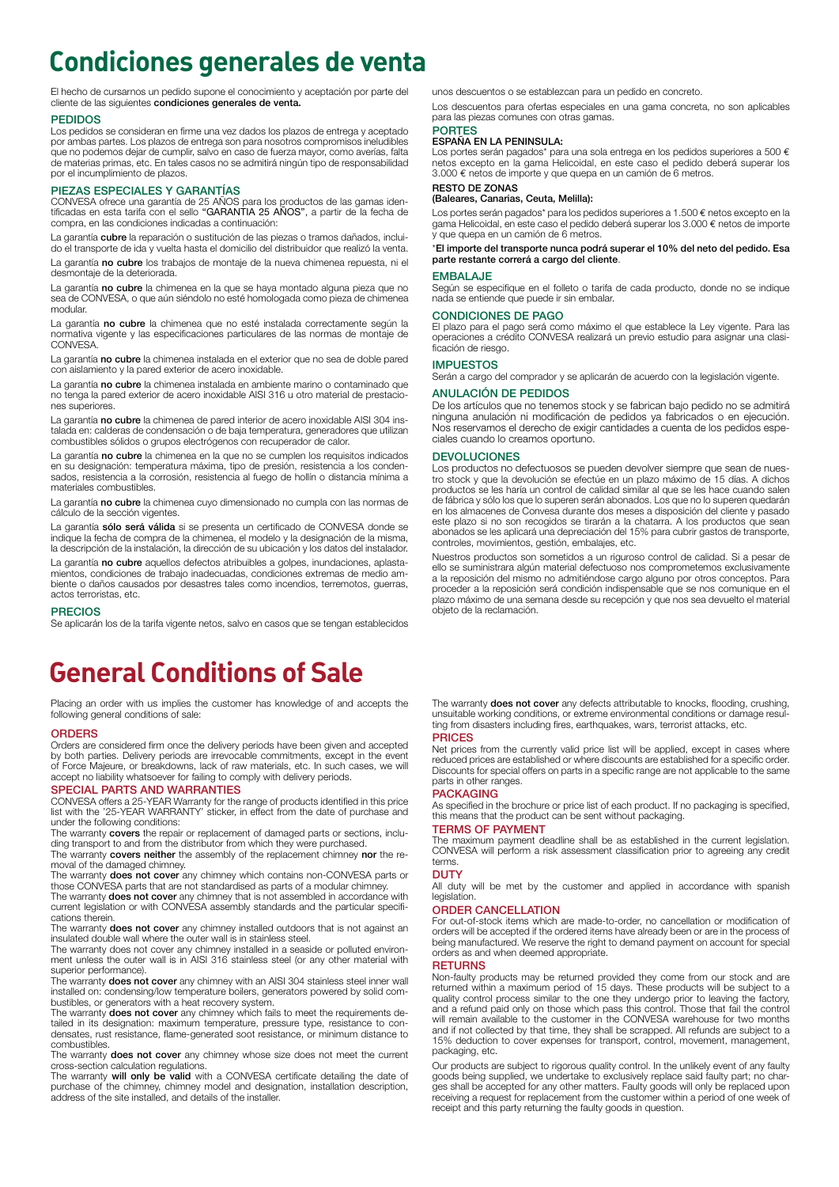# Condiciones generales de venta

El hecho de cursarnos un pedido supone el conocimiento y aceptación por parte del cliente de las siguientes **condiciones generales de venta.**

## PEDIDOS

Los pedidos se consideran en firme una vez dados los plazos de entrega y aceptado por ambas partes. Los plazos de entrega son para nosotros compromisos ineludibles que no podemos dejar de cumplir, salvo en caso de fuerza mayor, como averías, falta de materias primas, etc. En tales casos no se admitirá ningún tipo de responsabilidad por el incumplimiento de plazos.

## PIEZAS ESPECIALES Y GARANTÍAS

CONVESA ofrece una garantía de 25 AÑOS para los productos de las gamas identificadas en esta tarifa con el sello **"GARANTIA 25 AÑOS"**, a partir de la fecha de compra, en las condiciones indicadas a continuación:

La garantía **cubre** la reparación o sustitución de las piezas o tramos dañados, incluido el transporte de ida y vuelta hasta el domicilio del distribuidor que realizó la venta.

La garantía **no cubre** los trabajos de montaje de la nueva chimenea repuesta, ni el desmontaje de la deteriorada.

La garantía **no cubre** la chimenea en la que se haya montado alguna pieza que no sea de CONVESA, o que aún siéndolo no esté homologada como pieza de chimenea modular.

La garantía **no cubre** la chimenea que no esté instalada correctamente según la normativa vigente y las especificaciones particulares de las normas de montaje de CONVESA.

La garantía **no cubre** la chimenea instalada en el exterior que no sea de doble pared con aislamiento y la pared exterior de acero inoxidable.

La garantía **no cubre** la chimenea instalada en ambiente marino o contaminado que no tenga la pared exterior de acero inoxidable AISI 316 u otro material de prestaciones superiores.

La garantía **no cubre** la chimenea de pared interior de acero inoxidable AISI 304 instalada en: calderas de condensación o de baja temperatura, generadores que utilizan combustibles sólidos o grupos electrógenos con recuperador de calor.

La garantía **no cubre** la chimenea en la que no se cumplen los requisitos indicados en su designación: temperatura máxima, tipo de presión, resistencia a los condensados, resistencia a la corrosión, resistencia al fuego de hollín o distancia mínima a materiales combustibles.

La garantía **no cubre** la chimenea cuyo dimensionado no cumpla con las normas de cálculo de la sección vigentes.

La garantía **sólo será válida** si se presenta un certificado de CONVESA donde se indique la fecha de compra de la chimenea, el modelo y la designación de la misma, la descripción de la instalación, la dirección de su ubicación y los datos del instalador.

La garantía **no cubre** aquellos defectos atribuibles a golpes, inundaciones, aplastamientos, condiciones de trabajo inadecuadas, condiciones extremas de medio ambiente o daños causados por desastres tales como incendios, terremotos, guerras, actos terroristas, etc.

## PRECIOS

Se aplicarán los de la tarifa vigente netos, salvo en casos que se tengan establecidos unos descuentos o se establezcan para un pedido en concreto.

Los descuentos para ofertas especiales en una gama concreta, no son aplicables para las piezas comunes con otras gamas.

## PORTES

**ESPAÑA EN LA PENINSULA:**

Los portes serán pagados* para una sola entrega en los pedidos superiores a 500 € netos excepto en la gama Helicoidal, en este caso el pedido deberá superar los 3.000 € netos de importe y que quepa en un camión de 6 metros.

**RESTO DE ZONAS**
**(Baleares, Canarias, Ceuta, Melilla):**

Los portes serán pagados* para los pedidos superiores a 1.500 € netos excepto en la gama Helicoidal, en este caso el pedido deberá superar los 3.000 € netos de importe y que quepa en un camión de 6 metros.

***El importe del transporte nunca podrá superar el 10% del neto del pedido. Esa parte restante correrá a cargo del cliente**.

## EMBALAJE

Según se especifique en el folleto o tarifa de cada producto, donde no se indique nada se entiende que puede ir sin embalar.

## CONDICIONES DE PAGO

El plazo para el pago será como máximo el que establece la Ley vigente. Para las operaciones a crédito CONVESA realizará un previo estudio para asignar una clasificación de riesgo.

## IMPUESTOS

Serán a cargo del comprador y se aplicarán de acuerdo con la legislación vigente.

## ANULACIÓN DE PEDIDOS

De los artículos que no tenemos stock y se fabrican bajo pedido no se admitirá ninguna anulación ni modificación de pedidos ya fabricados o en ejecución. Nos reservamos el derecho de exigir cantidades a cuenta de los pedidos especiales cuando lo creamos oportuno.

## DEVOLUCIONES

Los productos no defectuosos se pueden devolver siempre que sean de nuestro stock y que la devolución se efectúe en un plazo máximo de 15 días. A dichos productos se les haría un control de calidad similar al que se les hace cuando salen de fábrica y sólo los que lo superen serán abonados. Los que no lo superen quedarán en los almacenes de Convesa durante dos meses a disposición del cliente y pasado este plazo si no son recogidos se tirarán a la chatarra. A los productos que sean abonados se les aplicará una depreciación del 15% para cubrir gastos de transporte, controles, movimientos, gestión, embalajes, etc.

Nuestros productos son sometidos a un riguroso control de calidad. Si a pesar de ello se suministrara algún material defectuoso nos comprometemos exclusivamente a la reposición del mismo no admitiéndose cargo alguno por otros conceptos. Para proceder a la reposición será condición indispensable que se nos comunique en el plazo máximo de una semana desde su recepción y que nos sea devuelto el material objeto de la reclamación.

# General Conditions of Sale

Placing an order with us implies the customer has knowledge of and accepts the following general conditions of sale:

## ORDERS

Orders are considered firm once the delivery periods have been given and accepted by both parties. Delivery periods are irrevocable commitments, except in the event of Force Majeure, or breakdowns, lack of raw materials, etc. In such cases, we will accept no liability whatsoever for failing to comply with delivery periods.

## SPECIAL PARTS AND WARRANTIES

CONVESA offers a 25-YEAR Warranty for the range of products identified in this price list with the '25-YEAR WARRANTY' sticker, in effect from the date of purchase and under the following conditions:

The warranty **covers** the repair or replacement of damaged parts or sections, including transport to and from the distributor from which they were purchased.

The warranty **covers neither** the assembly of the replacement chimney **nor** the removal of the damaged chimney.

The warranty **does not cover** any chimney which contains non-CONVESA parts or those CONVESA parts that are not standardised as parts of a modular chimney.

The warranty **does not cover** any chimney that is not assembled in accordance with current legislation or with CONVESA assembly standards and the particular specifications therein.

The warranty **does not cover** any chimney installed outdoors that is not against an insulated double wall where the outer wall is in stainless steel.

The warranty does not cover any chimney installed in a seaside or polluted environment unless the outer wall is in AISI 316 stainless steel (or any other material with superior performance).

The warranty **does not cover** any chimney with an AISI 304 stainless steel inner wall installed on: condensing/low temperature boilers, generators powered by solid combustibles, or generators with a heat recovery system.

The warranty **does not cover** any chimney which fails to meet the requirements detailed in its designation: maximum temperature, pressure type, resistance to condensates, rust resistance, flame-generated soot resistance, or minimum distance to combustibles.

The warranty **does not cover** any chimney whose size does not meet the current cross-section calculation regulations.

The warranty **will only be valid** with a CONVESA certificate detailing the date of purchase of the chimney, chimney model and designation, installation description, address of the site installed, and details of the installer.

The warranty **does not cover** any defects attributable to knocks, flooding, crushing, unsuitable working conditions, or extreme environmental conditions or damage resulting from disasters including fires, earthquakes, wars, terrorist attacks, etc.

## PRICES

Net prices from the currently valid price list will be applied, except in cases where reduced prices are established or where discounts are established for a specific order. Discounts for special offers on parts in a specific range are not applicable to the same parts in other ranges.

## PACKAGING

As specified in the brochure or price list of each product. If no packaging is specified, this means that the product can be sent without packaging.

## TERMS OF PAYMENT

The maximum payment deadline shall be as established in the current legislation. CONVESA will perform a risk assessment classification prior to agreeing any credit terms.

## DUTY

All duty will be met by the customer and applied in accordance with spanish legislation.

## ORDER CANCELLATION

For out-of-stock items which are made-to-order, no cancellation or modification of orders will be accepted if the ordered items have already been or are in the process of being manufactured. We reserve the right to demand payment on account for special orders as and when deemed appropriate.

## RETURNS

Non-faulty products may be returned provided they come from our stock and are returned within a maximum period of 15 days. These products will be subject to a quality control process similar to the one they undergo prior to leaving the factory, and a refund paid only on those which pass this control. Those that fail the control will remain available to the customer in the CONVESA warehouse for two months and if not collected by that time, they shall be scrapped. All refunds are subject to a 15% deduction to cover expenses for transport, control, movement, management, packaging, etc.

Our products are subject to rigorous quality control. In the unlikely event of any faulty goods being supplied, we undertake to exclusively replace said faulty part; no charges shall be accepted for any other matters. Faulty goods will only be replaced upon receiving a request for replacement from the customer within a period of one week of receipt and this party returning the faulty goods in question.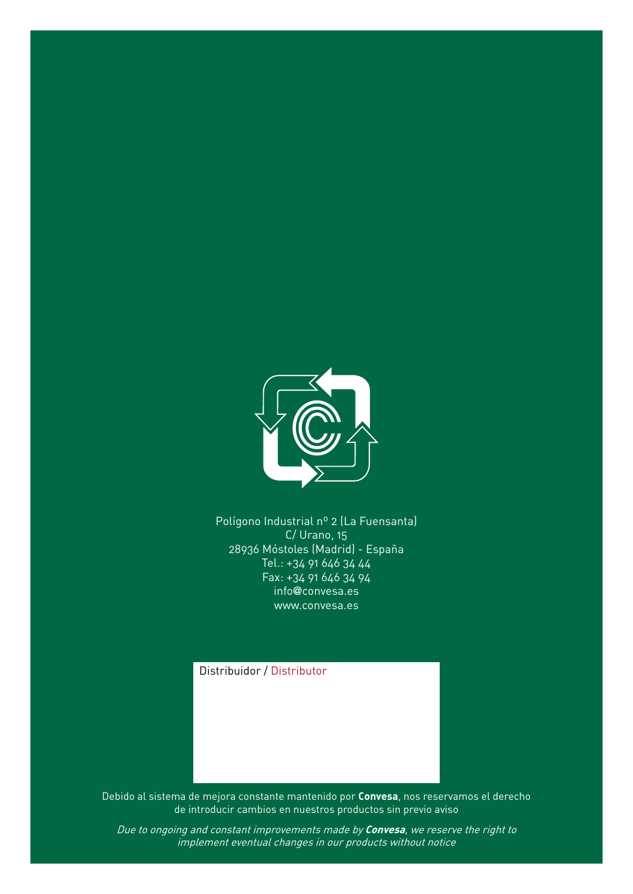Polígono Industrial nº 2 (La Fuensanta)
C/ Urano, 15
28936 Móstoles (Madrid) - España
Tel.: +34 91 646 34 44
Fax: +34 91 646 34 94
info@convesa.es
www.convesa.es

Distribuidor / Distributor

Debido al sistema de mejora constante mantenido por **Convesa**, nos reservamos el derecho de introducir cambios en nuestros productos sin previo aviso

*Due to ongoing and constant improvements made by **Convesa**, we reserve the right to implement eventual changes in our products without notice*